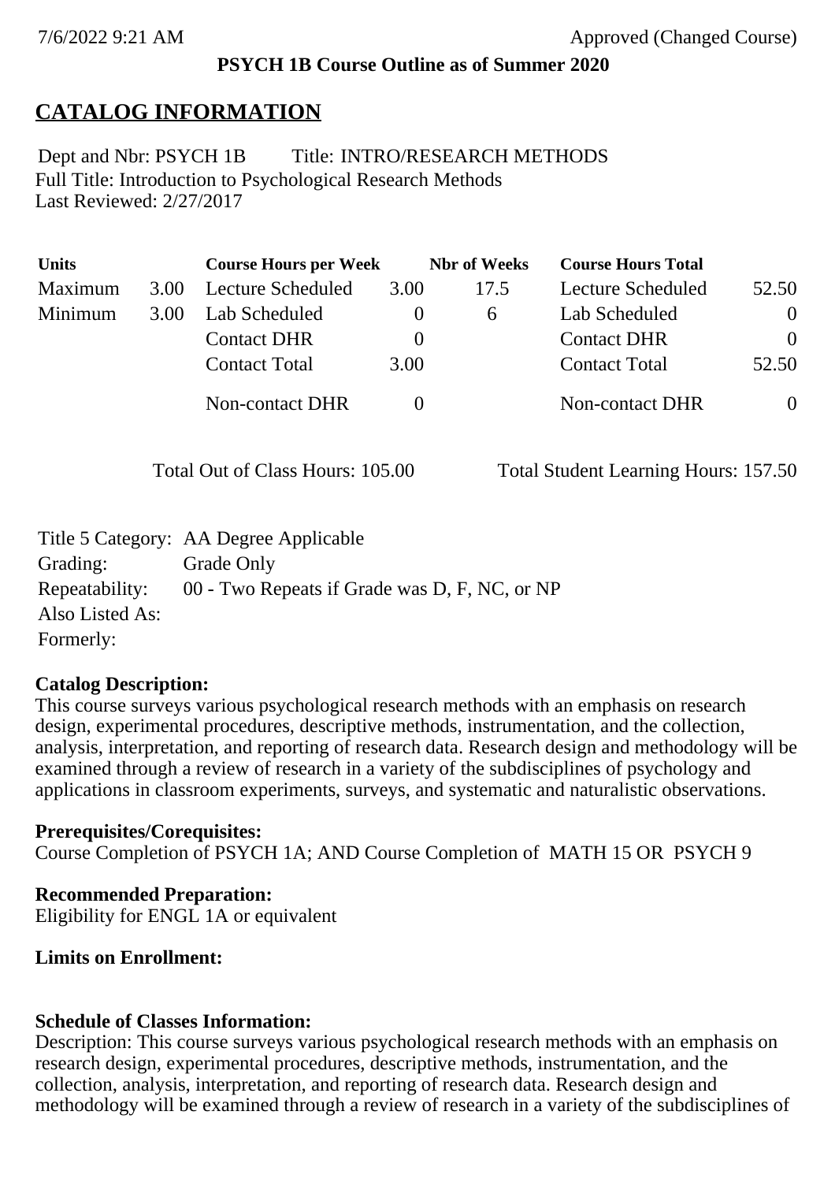7/6/2022 9:21 AM Approved (Changed Course)

**PSYCH 1B Course Outline as of Summer 2020**

# CATALOG INFORMATION

Dept and Nbr: PSYCH 1B Title: INTRO/RESEARCH METHODS
Full Title: Introduction to Psychological Research Methods
Last Reviewed: 2/27/2017

| Units | | Course Hours per Week | | Nbr of Weeks | Course Hours Total | |
|---|---|---|---|---|---|---|
| Maximum | 3.00 | Lecture Scheduled | 3.00 | 17.5 | Lecture Scheduled | 52.50 |
| Minimum | 3.00 | Lab Scheduled | 0 | 6 | Lab Scheduled | 0 |
| | | Contact DHR | 0 | | Contact DHR | 0 |
| | | Contact Total | 3.00 | | Contact Total | 52.50 |
| | | Non-contact DHR | 0 | | Non-contact DHR | 0 |

Total Out of Class Hours: 105.00 Total Student Learning Hours: 157.50

Title 5 Category: AA Degree Applicable
Grading: Grade Only
Repeatability: 00 - Two Repeats if Grade was D, F, NC, or NP
Also Listed As:
Formerly:

**Catalog Description:**
This course surveys various psychological research methods with an emphasis on research design, experimental procedures, descriptive methods, instrumentation, and the collection, analysis, interpretation, and reporting of research data. Research design and methodology will be examined through a review of research in a variety of the subdisciplines of psychology and applications in classroom experiments, surveys, and systematic and naturalistic observations.

**Prerequisites/Corequisites:**
Course Completion of PSYCH 1A; AND Course Completion of MATH 15 OR PSYCH 9

**Recommended Preparation:**
Eligibility for ENGL 1A or equivalent

**Limits on Enrollment:**

**Schedule of Classes Information:**
Description: This course surveys various psychological research methods with an emphasis on research design, experimental procedures, descriptive methods, instrumentation, and the collection, analysis, interpretation, and reporting of research data. Research design and methodology will be examined through a review of research in a variety of the subdisciplines of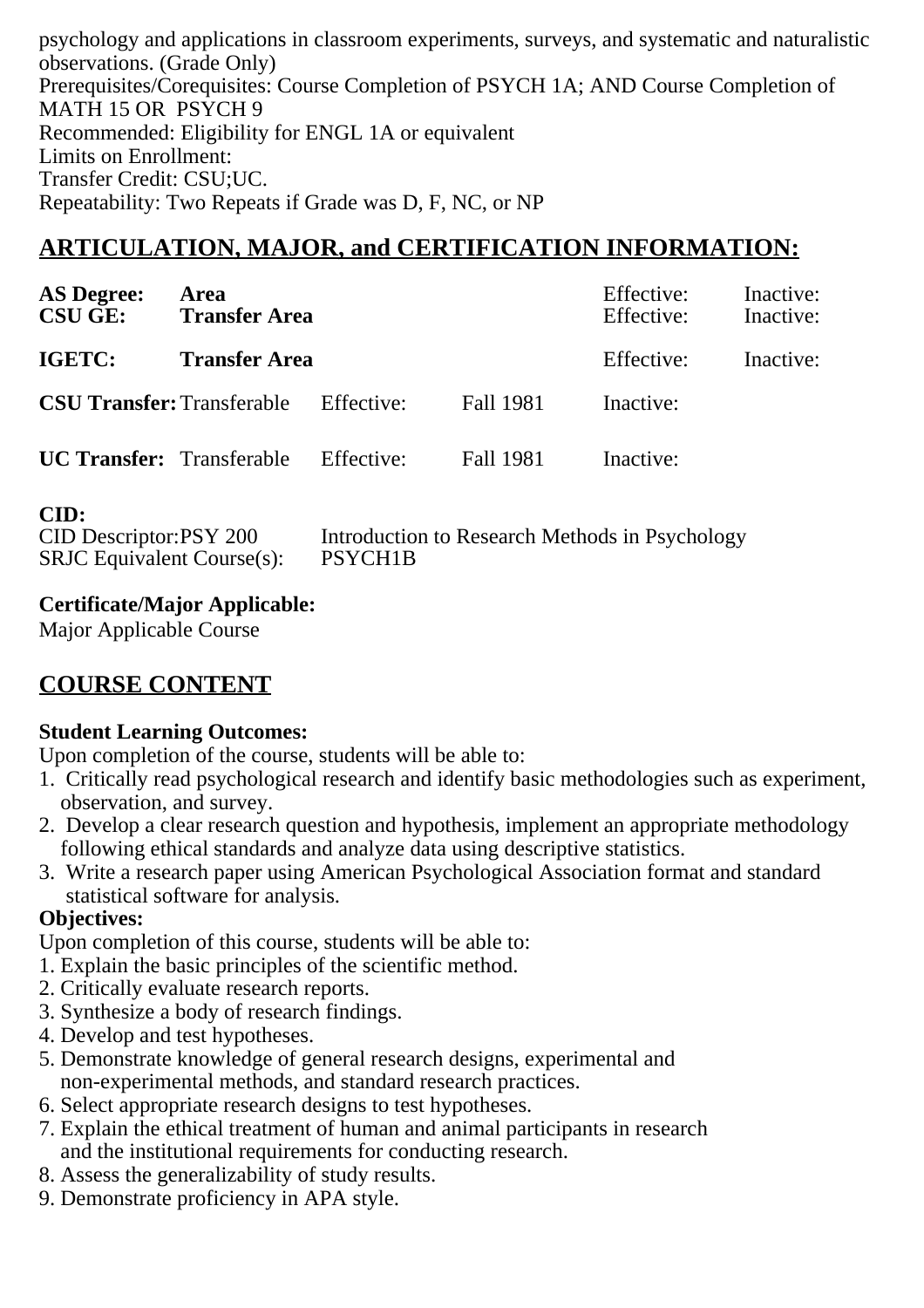psychology and applications in classroom experiments, surveys, and systematic and naturalistic observations. (Grade Only)
Prerequisites/Corequisites: Course Completion of PSYCH 1A; AND Course Completion of MATH 15 OR PSYCH 9
Recommended: Eligibility for ENGL 1A or equivalent
Limits on Enrollment:
Transfer Credit: CSU;UC.
Repeatability: Two Repeats if Grade was D, F, NC, or NP

## ARTICULATION, MAJOR, and CERTIFICATION INFORMATION:

| | | | | | |
|---|---|---|---|---|---|
| **AS Degree:** | **Area** | | | Effective: | Inactive: |
| **CSU GE:** | **Transfer Area** | | | Effective: | Inactive: |
| **IGETC:** | **Transfer Area** | | | Effective: | Inactive: |
| **CSU Transfer:** | Transferable | Effective: | Fall 1981 | Inactive: | |
| **UC Transfer:** | Transferable | Effective: | Fall 1981 | Inactive: | |

**CID:**

| | |
|---|---|
| CID Descriptor:PSY 200 | Introduction to Research Methods in Psychology |
| SRJC Equivalent Course(s): | PSYCH1B |

**Certificate/Major Applicable:**
Major Applicable Course

## COURSE CONTENT

**Student Learning Outcomes:**
Upon completion of the course, students will be able to:
1. Critically read psychological research and identify basic methodologies such as experiment, observation, and survey.
2. Develop a clear research question and hypothesis, implement an appropriate methodology following ethical standards and analyze data using descriptive statistics.
3. Write a research paper using American Psychological Association format and standard statistical software for analysis.

**Objectives:**
Upon completion of this course, students will be able to:
1. Explain the basic principles of the scientific method.
2. Critically evaluate research reports.
3. Synthesize a body of research findings.
4. Develop and test hypotheses.
5. Demonstrate knowledge of general research designs, experimental and non-experimental methods, and standard research practices.
6. Select appropriate research designs to test hypotheses.
7. Explain the ethical treatment of human and animal participants in research and the institutional requirements for conducting research.
8. Assess the generalizability of study results.
9. Demonstrate proficiency in APA style.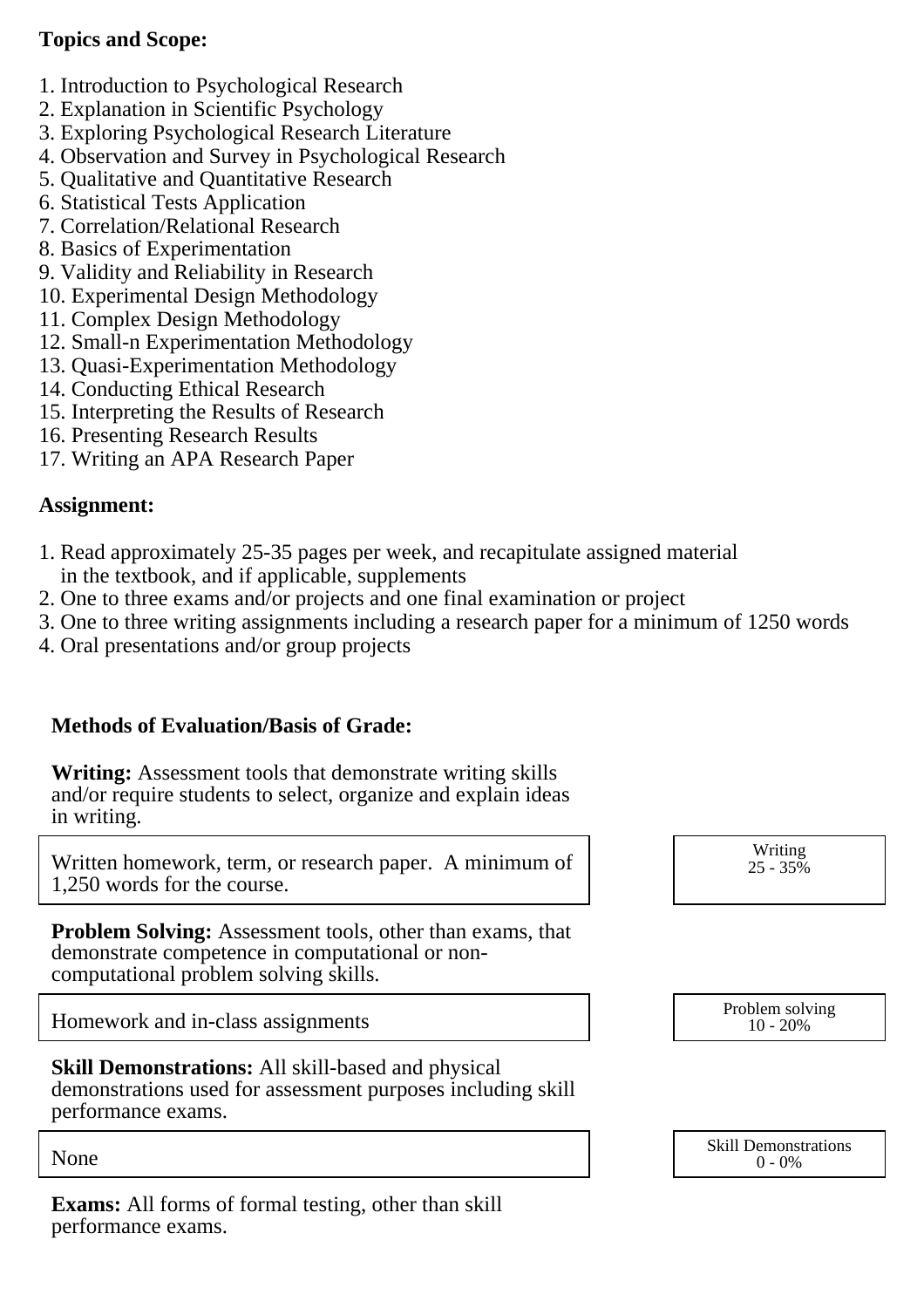**Topics and Scope:**

1. Introduction to Psychological Research
2. Explanation in Scientific Psychology
3. Exploring Psychological Research Literature
4. Observation and Survey in Psychological Research
5. Qualitative and Quantitative Research
6. Statistical Tests Application
7. Correlation/Relational Research
8. Basics of Experimentation
9. Validity and Reliability in Research
10. Experimental Design Methodology
11. Complex Design Methodology
12. Small-n Experimentation Methodology
13. Quasi-Experimentation Methodology
14. Conducting Ethical Research
15. Interpreting the Results of Research
16. Presenting Research Results
17. Writing an APA Research Paper

**Assignment:**

1. Read approximately 25-35 pages per week, and recapitulate assigned material in the textbook, and if applicable, supplements
2. One to three exams and/or projects and one final examination or project
3. One to three writing assignments including a research paper for a minimum of 1250 words
4. Oral presentations and/or group projects

**Methods of Evaluation/Basis of Grade:**

**Writing:** Assessment tools that demonstrate writing skills and/or require students to select, organize and explain ideas in writing.

| Written homework, term, or research paper. A minimum of 1,250 words for the course. | Writing 25 - 35% |
|---|---|

**Problem Solving:** Assessment tools, other than exams, that demonstrate competence in computational or non-computational problem solving skills.

| Homework and in-class assignments | Problem solving 10 - 20% |
|---|---|

**Skill Demonstrations:** All skill-based and physical demonstrations used for assessment purposes including skill performance exams.

| None | Skill Demonstrations 0 - 0% |
|---|---|

**Exams:** All forms of formal testing, other than skill performance exams.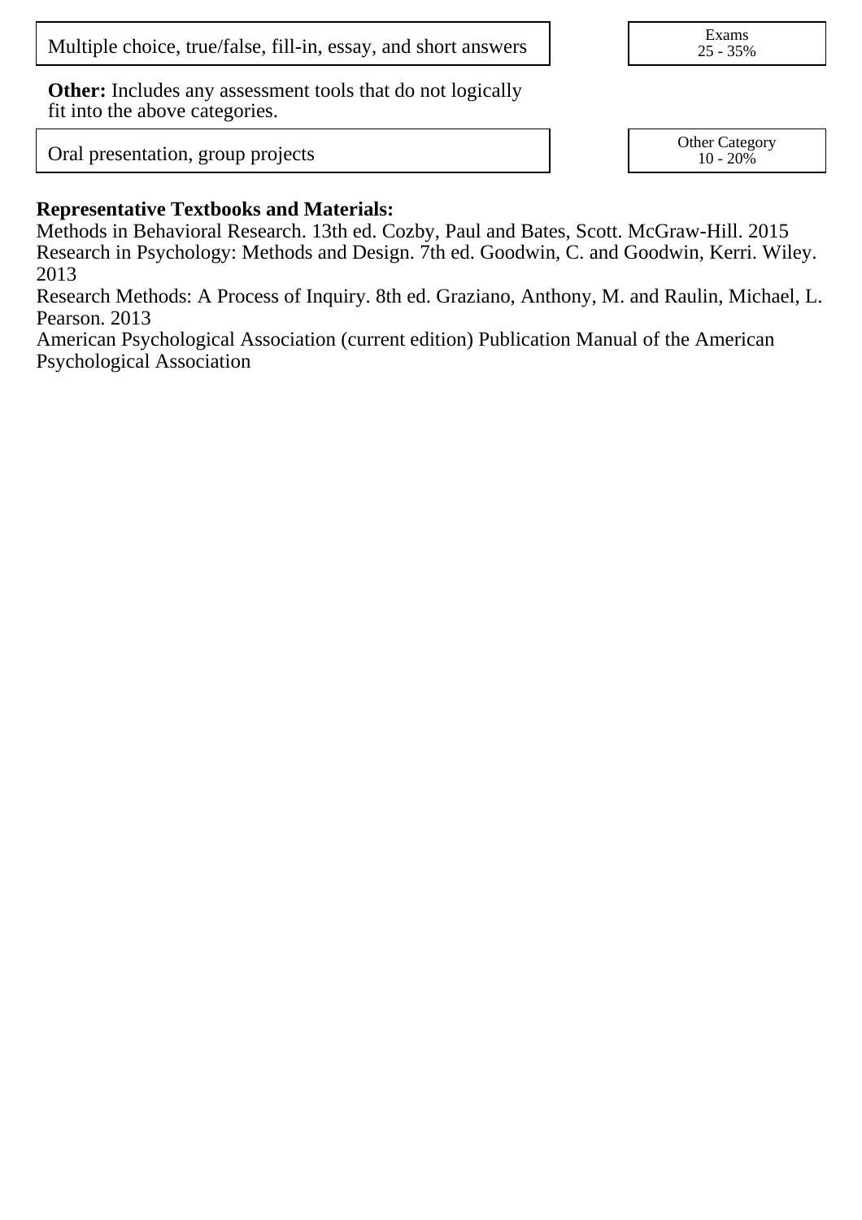| | |
|---|---|
| Multiple choice, true/false, fill-in, essay, and short answers | Exams 25 - 35% |

**Other:** Includes any assessment tools that do not logically fit into the above categories.

| | |
|---|---|
| Oral presentation, group projects | Other Category 10 - 20% |

**Representative Textbooks and Materials:**

Methods in Behavioral Research. 13th ed. Cozby, Paul and Bates, Scott. McGraw-Hill. 2015

Research in Psychology: Methods and Design. 7th ed. Goodwin, C. and Goodwin, Kerri. Wiley. 2013

Research Methods: A Process of Inquiry. 8th ed. Graziano, Anthony, M. and Raulin, Michael, L. Pearson. 2013

American Psychological Association (current edition) Publication Manual of the American Psychological Association